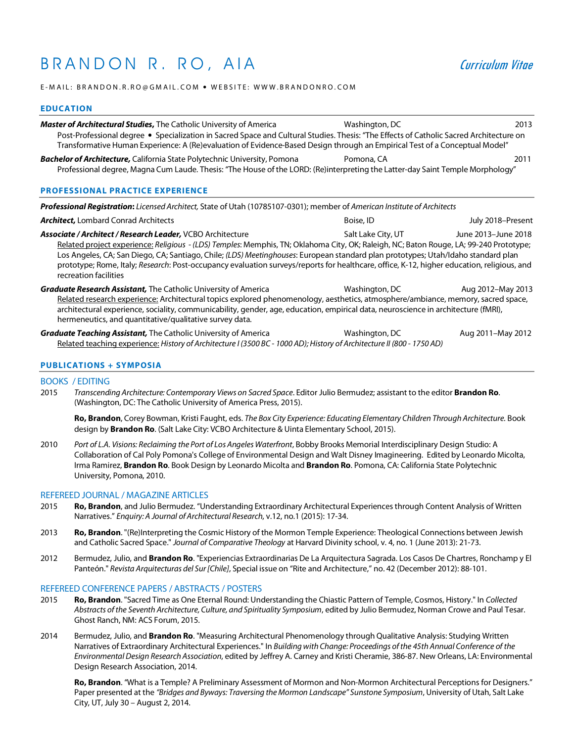# BRANDON R. RO, AIA

*Curriculum Vitae*

E-MAIL: BRANDON.R.RO@GMAIL.COM • WEBSITE: WWW.BRANDONRO.COM

## EDUCATION

***Master of Architectural Studies,*** The Catholic University of America — Washington, DC — 2013
Post-Professional degree • Specialization in Sacred Space and Cultural Studies. Thesis: "The Effects of Catholic Sacred Architecture on Transformative Human Experience: A (Re)evaluation of Evidence-Based Design through an Empirical Test of a Conceptual Model"

***Bachelor of Architecture,*** California State Polytechnic University, Pomona — Pomona, CA — 2011
Professional degree, Magna Cum Laude. Thesis: "The House of the LORD: (Re)interpreting the Latter-day Saint Temple Morphology"

## PROFESSIONAL PRACTICE EXPERIENCE

***Professional Registration*:** *Licensed Architect,* State of Utah (10785107-0301); member of *American Institute of Architects*

***Architect,*** Lombard Conrad Architects — Boise, ID — July 2018–Present

***Associate / Architect / Research Leader,*** VCBO Architecture — Salt Lake City, UT — June 2013–June 2018
Related project experience: *Religious - (LDS) Temples*: Memphis, TN; Oklahoma City, OK; Raleigh, NC; Baton Rouge, LA; 99-240 Prototype; Los Angeles, CA; San Diego, CA; Santiago, Chile; *(LDS) Meetinghouses*: European standard plan prototypes; Utah/Idaho standard plan prototype; Rome, Italy; *Research*: Post-occupancy evaluation surveys/reports for healthcare, office, K-12, higher education, religious, and recreation facilities

***Graduate Research Assistant,*** The Catholic University of America — Washington, DC — Aug 2012–May 2013
Related research experience: Architectural topics explored phenomenology, aesthetics, atmosphere/ambiance, memory, sacred space, architectural experience, sociality, communicability, gender, age, education, empirical data, neuroscience in architecture (fMRI), hermeneutics, and quantitative/qualitative survey data.

***Graduate Teaching Assistant,*** The Catholic University of America — Washington, DC — Aug 2011–May 2012
Related teaching experience: *History of Architecture I (3500 BC - 1000 AD); History of Architecture II (800 - 1750 AD)*

## PUBLICATIONS + SYMPOSIA

### BOOKS / EDITING

2015 — *Transcending Architecture: Contemporary Views on Sacred Space*. Editor Julio Bermudez; assistant to the editor **Brandon Ro**. (Washington, DC: The Catholic University of America Press, 2015).

**Ro, Brandon**, Corey Bowman, Kristi Faught, eds. *The Box City Experience: Educating Elementary Children Through Architecture*. Book design by **Brandon Ro**. (Salt Lake City: VCBO Architecture & Uinta Elementary School, 2015).

2010 — *Port of L.A. Visions: Reclaiming the Port of Los Angeles Waterfront*, Bobby Brooks Memorial Interdisciplinary Design Studio: A Collaboration of Cal Poly Pomona's College of Environmental Design and Walt Disney Imagineering. Edited by Leonardo Micolta, Irma Ramirez, **Brandon Ro**. Book Design by Leonardo Micolta and **Brandon Ro**. Pomona, CA: California State Polytechnic University, Pomona, 2010.

### REFEREED JOURNAL / MAGAZINE ARTICLES

2015 — **Ro, Brandon**, and Julio Bermudez. "Understanding Extraordinary Architectural Experiences through Content Analysis of Written Narratives." *Enquiry: A Journal of Architectural Research*, v.12, no.1 (2015): 17-34.

2013 — **Ro, Brandon**. "(Re)Interpreting the Cosmic History of the Mormon Temple Experience: Theological Connections between Jewish and Catholic Sacred Space." *Journal of Comparative Theology* at Harvard Divinity school, v. 4, no. 1 (June 2013): 21-73.

2012 — Bermudez, Julio, and **Brandon Ro**. "Experiencias Extraordinarias De La Arquitectura Sagrada. Los Casos De Chartres, Ronchamp y El Panteón." *Revista Arquitecturas del Sur [Chile]*, Special issue on "Rite and Architecture," no. 42 (December 2012): 88-101.

### REFEREED CONFERENCE PAPERS / ABSTRACTS / POSTERS

2015 — **Ro, Brandon**. "Sacred Time as One Eternal Round: Understanding the Chiastic Pattern of Temple, Cosmos, History." In *Collected Abstracts of the Seventh Architecture, Culture, and Spirituality Symposium*, edited by Julio Bermudez, Norman Crowe and Paul Tesar. Ghost Ranch, NM: ACS Forum, 2015.

2014 — Bermudez, Julio, and **Brandon Ro**. "Measuring Architectural Phenomenology through Qualitative Analysis: Studying Written Narratives of Extraordinary Architectural Experiences." In *Building with Change: Proceedings of the 45th Annual Conference of the Environmental Design Research Association*, edited by Jeffrey A. Carney and Kristi Cheramie, 386-87. New Orleans, LA: Environmental Design Research Association, 2014.

**Ro, Brandon**. "What is a Temple? A Preliminary Assessment of Mormon and Non-Mormon Architectural Perceptions for Designers." Paper presented at the *"Bridges and Byways: Traversing the Mormon Landscape" Sunstone Symposium*, University of Utah, Salt Lake City, UT, July 30 – August 2, 2014.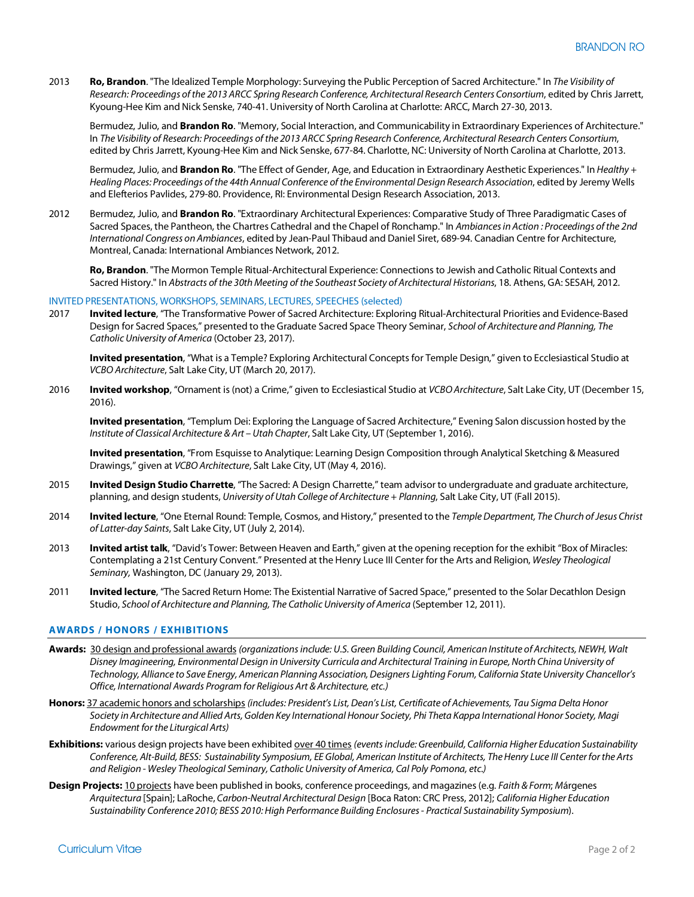2013 **Ro, Brandon**. "The Idealized Temple Morphology: Surveying the Public Perception of Sacred Architecture." In *The Visibility of Research: Proceedings of the 2013 ARCC Spring Research Conference, Architectural Research Centers Consortium*, edited by Chris Jarrett, Kyoung-Hee Kim and Nick Senske, 740-41. University of North Carolina at Charlotte: ARCC, March 27-30, 2013.

Bermudez, Julio, and **Brandon Ro**. "Memory, Social Interaction, and Communicability in Extraordinary Experiences of Architecture." In *The Visibility of Research: Proceedings of the 2013 ARCC Spring Research Conference, Architectural Research Centers Consortium*, edited by Chris Jarrett, Kyoung-Hee Kim and Nick Senske, 677-84. Charlotte, NC: University of North Carolina at Charlotte, 2013.

Bermudez, Julio, and **Brandon Ro**. "The Effect of Gender, Age, and Education in Extraordinary Aesthetic Experiences." In *Healthy + Healing Places: Proceedings of the 44th Annual Conference of the Environmental Design Research Association*, edited by Jeremy Wells and Elefterios Pavlides, 279-80. Providence, RI: Environmental Design Research Association, 2013.

2012 Bermudez, Julio, and **Brandon Ro**. "Extraordinary Architectural Experiences: Comparative Study of Three Paradigmatic Cases of Sacred Spaces, the Pantheon, the Chartres Cathedral and the Chapel of Ronchamp." In *Ambiances in Action : Proceedings of the 2nd International Congress on Ambiances*, edited by Jean-Paul Thibaud and Daniel Siret, 689-94. Canadian Centre for Architecture, Montreal, Canada: International Ambiances Network, 2012.

**Ro, Brandon**. "The Mormon Temple Ritual-Architectural Experience: Connections to Jewish and Catholic Ritual Contexts and Sacred History." In *Abstracts of the 30th Meeting of the Southeast Society of Architectural Historians*, 18. Athens, GA: SESAH, 2012.

### INVITED PRESENTATIONS, WORKSHOPS, SEMINARS, LECTURES, SPEECHES (selected)

2017 **Invited lecture**, "The Transformative Power of Sacred Architecture: Exploring Ritual-Architectural Priorities and Evidence-Based Design for Sacred Spaces," presented to the Graduate Sacred Space Theory Seminar, *School of Architecture and Planning, The Catholic University of America* (October 23, 2017).

**Invited presentation**, "What is a Temple? Exploring Architectural Concepts for Temple Design," given to Ecclesiastical Studio at *VCBO Architecture*, Salt Lake City, UT (March 20, 2017).

2016 **Invited workshop**, "Ornament is (not) a Crime," given to Ecclesiastical Studio at *VCBO Architecture*, Salt Lake City, UT (December 15, 2016).

**Invited presentation**, "Templum Dei: Exploring the Language of Sacred Architecture," Evening Salon discussion hosted by the *Institute of Classical Architecture & Art – Utah Chapter*, Salt Lake City, UT (September 1, 2016).

**Invited presentation**, "From Esquisse to Analytique: Learning Design Composition through Analytical Sketching & Measured Drawings," given at *VCBO Architecture*, Salt Lake City, UT (May 4, 2016).

2015 **Invited Design Studio Charrette**, "The Sacred: A Design Charrette," team advisor to undergraduate and graduate architecture, planning, and design students, *University of Utah College of Architecture + Planning*, Salt Lake City, UT (Fall 2015).

2014 **Invited lecture**, "One Eternal Round: Temple, Cosmos, and History," presented to the *Temple Department, The Church of Jesus Christ of Latter-day Saints*, Salt Lake City, UT (July 2, 2014).

2013 **Invited artist talk**, "David's Tower: Between Heaven and Earth," given at the opening reception for the exhibit "Box of Miracles: Contemplating a 21st Century Convent." Presented at the Henry Luce III Center for the Arts and Religion, *Wesley Theological Seminary,* Washington, DC (January 29, 2013).

2011 **Invited lecture**, "The Sacred Return Home: The Existential Narrative of Sacred Space," presented to the Solar Decathlon Design Studio, *School of Architecture and Planning, The Catholic University of America* (September 12, 2011).

## AWARDS / HONORS / EXHIBITIONS

**Awards:** 30 design and professional awards *(organizations include: U.S. Green Building Council, American Institute of Architects, NEWH, Walt Disney Imagineering, Environmental Design in University Curricula and Architectural Training in Europe, North China University of Technology, Alliance to Save Energy, American Planning Association, Designers Lighting Forum, California State University Chancellor's Office, International Awards Program for Religious Art & Architecture, etc.)*

**Honors:** 37 academic honors and scholarships *(includes: President's List, Dean's List, Certificate of Achievements, Tau Sigma Delta Honor Society in Architecture and Allied Arts, Golden Key International Honour Society, Phi Theta Kappa International Honor Society, Magi Endowment for the Liturgical Arts)*

**Exhibitions:** various design projects have been exhibited over 40 times *(events include: Greenbuild, California Higher Education Sustainability Conference, Alt-Build, BESS: Sustainability Symposium, EE Global, American Institute of Architects, The Henry Luce III Center for the Arts and Religion - Wesley Theological Seminary, Catholic University of America, Cal Poly Pomona, etc.)*

**Design Projects:** 10 projects have been published in books, conference proceedings, and magazines (e.g. *Faith & Form*; *Márgenes Arquitectura* [Spain]; LaRoche, *Carbon-Neutral Architectural Design* [Boca Raton: CRC Press, 2012]; *California Higher Education Sustainability Conference 2010; BESS 2010: High Performance Building Enclosures - Practical Sustainability Symposium*).